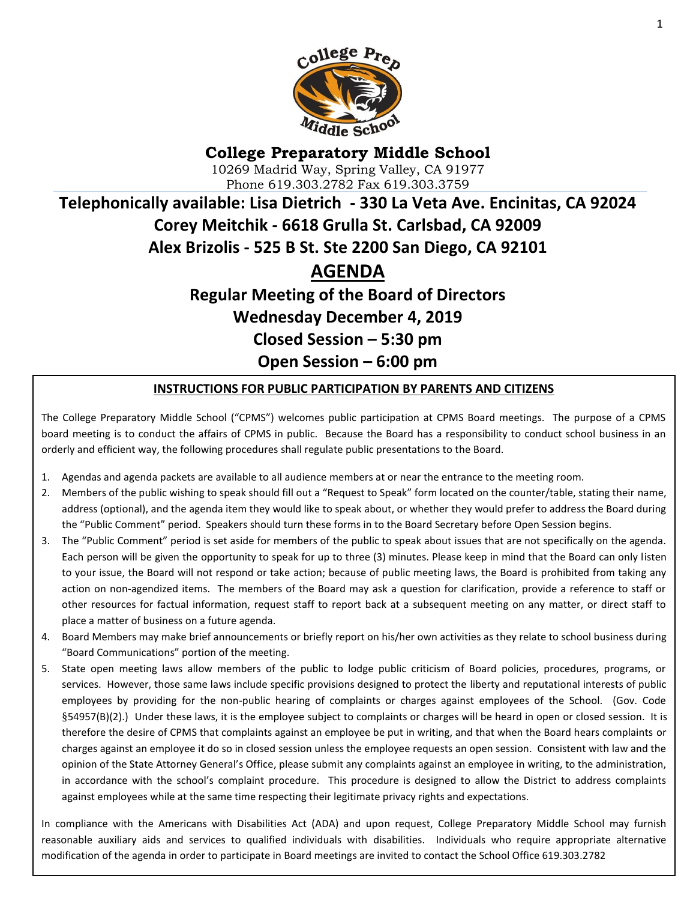# College Preparatory Middle School

10269 Madrid Way, Spring Valley, CA 91977
Phone 619.303.2782 Fax 619.303.3759

## Telephonically available: Lisa Dietrich - 330 La Veta Ave. Encinitas, CA 92024

## Corey Meitchik - 6618 Grulla St. Carlsbad, CA 92009

## Alex Brizolis - 525 B St. Ste 2200 San Diego, CA 92101

# AGENDA

## Regular Meeting of the Board of Directors

## Wednesday December 4, 2019

## Closed Session – 5:30 pm

## Open Session – 6:00 pm

### INSTRUCTIONS FOR PUBLIC PARTICIPATION BY PARENTS AND CITIZENS

The College Preparatory Middle School ("CPMS") welcomes public participation at CPMS Board meetings. The purpose of a CPMS board meeting is to conduct the affairs of CPMS in public. Because the Board has a responsibility to conduct school business in an orderly and efficient way, the following procedures shall regulate public presentations to the Board.

1. Agendas and agenda packets are available to all audience members at or near the entrance to the meeting room.
2. Members of the public wishing to speak should fill out a "Request to Speak" form located on the counter/table, stating their name, address (optional), and the agenda item they would like to speak about, or whether they would prefer to address the Board during the "Public Comment" period. Speakers should turn these forms in to the Board Secretary before Open Session begins.
3. The "Public Comment" period is set aside for members of the public to speak about issues that are not specifically on the agenda. Each person will be given the opportunity to speak for up to three (3) minutes. Please keep in mind that the Board can only listen to your issue, the Board will not respond or take action; because of public meeting laws, the Board is prohibited from taking any action on non-agendized items. The members of the Board may ask a question for clarification, provide a reference to staff or other resources for factual information, request staff to report back at a subsequent meeting on any matter, or direct staff to place a matter of business on a future agenda.
4. Board Members may make brief announcements or briefly report on his/her own activities as they relate to school business during "Board Communications" portion of the meeting.
5. State open meeting laws allow members of the public to lodge public criticism of Board policies, procedures, programs, or services. However, those same laws include specific provisions designed to protect the liberty and reputational interests of public employees by providing for the non-public hearing of complaints or charges against employees of the School. (Gov. Code §54957(B)(2).) Under these laws, it is the employee subject to complaints or charges will be heard in open or closed session. It is therefore the desire of CPMS that complaints against an employee be put in writing, and that when the Board hears complaints or charges against an employee it do so in closed session unless the employee requests an open session. Consistent with law and the opinion of the State Attorney General's Office, please submit any complaints against an employee in writing, to the administration, in accordance with the school's complaint procedure. This procedure is designed to allow the District to address complaints against employees while at the same time respecting their legitimate privacy rights and expectations.

In compliance with the Americans with Disabilities Act (ADA) and upon request, College Preparatory Middle School may furnish reasonable auxiliary aids and services to qualified individuals with disabilities. Individuals who require appropriate alternative modification of the agenda in order to participate in Board meetings are invited to contact the School Office 619.303.2782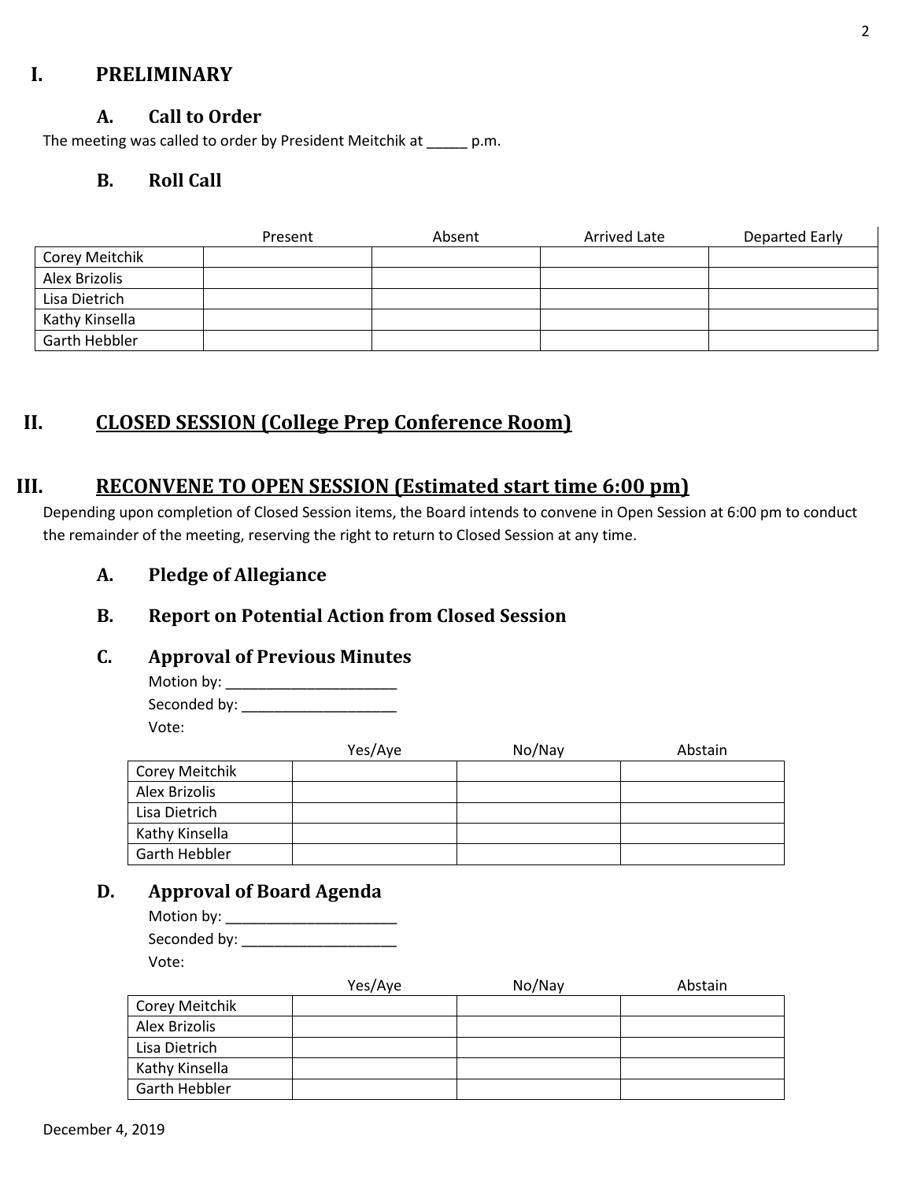# I. PRELIMINARY

## A. Call to Order

The meeting was called to order by President Meitchik at _____ p.m.

## B. Roll Call

| | Present | Absent | Arrived Late | Departed Early |
|---|---|---|---|---|
| Corey Meitchik | | | | |
| Alex Brizolis | | | | |
| Lisa Dietrich | | | | |
| Kathy Kinsella | | | | |
| Garth Hebbler | | | | |

# II. CLOSED SESSION (College Prep Conference Room)

# III. RECONVENE TO OPEN SESSION (Estimated start time 6:00 pm)

Depending upon completion of Closed Session items, the Board intends to convene in Open Session at 6:00 pm to conduct the remainder of the meeting, reserving the right to return to Closed Session at any time.

## A. Pledge of Allegiance

## B. Report on Potential Action from Closed Session

## C. Approval of Previous Minutes

Motion by: ______________________

Seconded by: ____________________

Vote:

| | Yes/Aye | No/Nay | Abstain |
|---|---|---|---|
| Corey Meitchik | | | |
| Alex Brizolis | | | |
| Lisa Dietrich | | | |
| Kathy Kinsella | | | |
| Garth Hebbler | | | |

## D. Approval of Board Agenda

Motion by: ______________________

Seconded by: ____________________

Vote:

| | Yes/Aye | No/Nay | Abstain |
|---|---|---|---|
| Corey Meitchik | | | |
| Alex Brizolis | | | |
| Lisa Dietrich | | | |
| Kathy Kinsella | | | |
| Garth Hebbler | | | |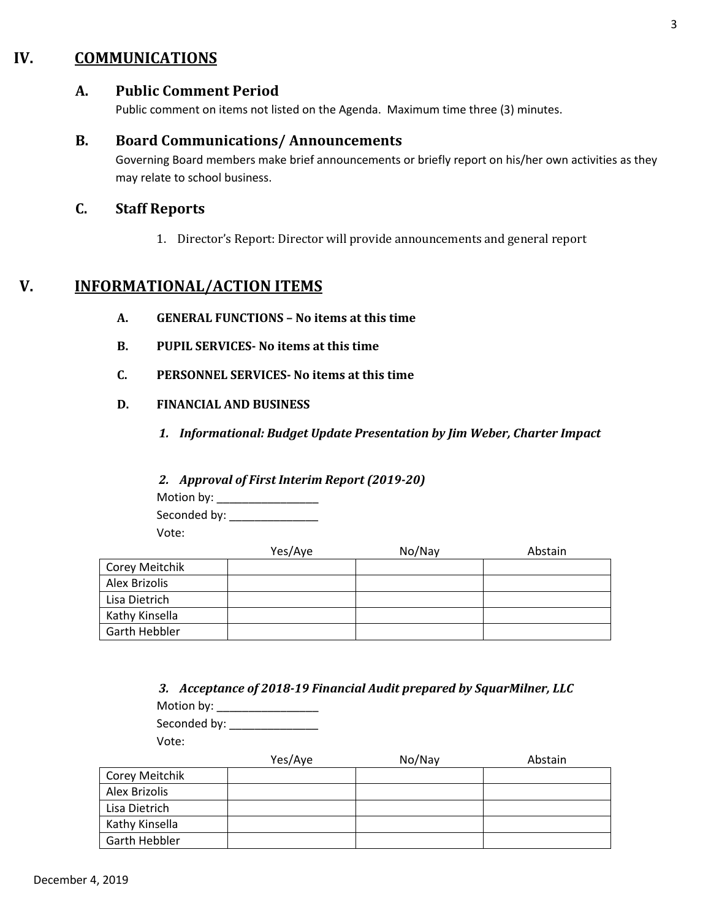## IV. COMMUNICATIONS

### A. Public Comment Period

Public comment on items not listed on the Agenda. Maximum time three (3) minutes.

### B. Board Communications/ Announcements

Governing Board members make brief announcements or briefly report on his/her own activities as they may relate to school business.

### C. Staff Reports

1. Director's Report: Director will provide announcements and general report

## V. INFORMATIONAL/ACTION ITEMS

**A. GENERAL FUNCTIONS – No items at this time**

**B. PUPIL SERVICES- No items at this time**

**C. PERSONNEL SERVICES- No items at this time**

**D. FINANCIAL AND BUSINESS**

***1. Informational: Budget Update Presentation by Jim Weber, Charter Impact***

***2. Approval of First Interim Report (2019-20)***

Motion by: _________________

Seconded by: _______________

Vote:

| | Yes/Aye | No/Nay | Abstain |
|---|---|---|---|
| Corey Meitchik | | | |
| Alex Brizolis | | | |
| Lisa Dietrich | | | |
| Kathy Kinsella | | | |
| Garth Hebbler | | | |

***3. Acceptance of 2018-19 Financial Audit prepared by SquarMilner, LLC***

Motion by: _________________

Seconded by: _______________

Vote:

| | Yes/Aye | No/Nay | Abstain |
|---|---|---|---|
| Corey Meitchik | | | |
| Alex Brizolis | | | |
| Lisa Dietrich | | | |
| Kathy Kinsella | | | |
| Garth Hebbler | | | |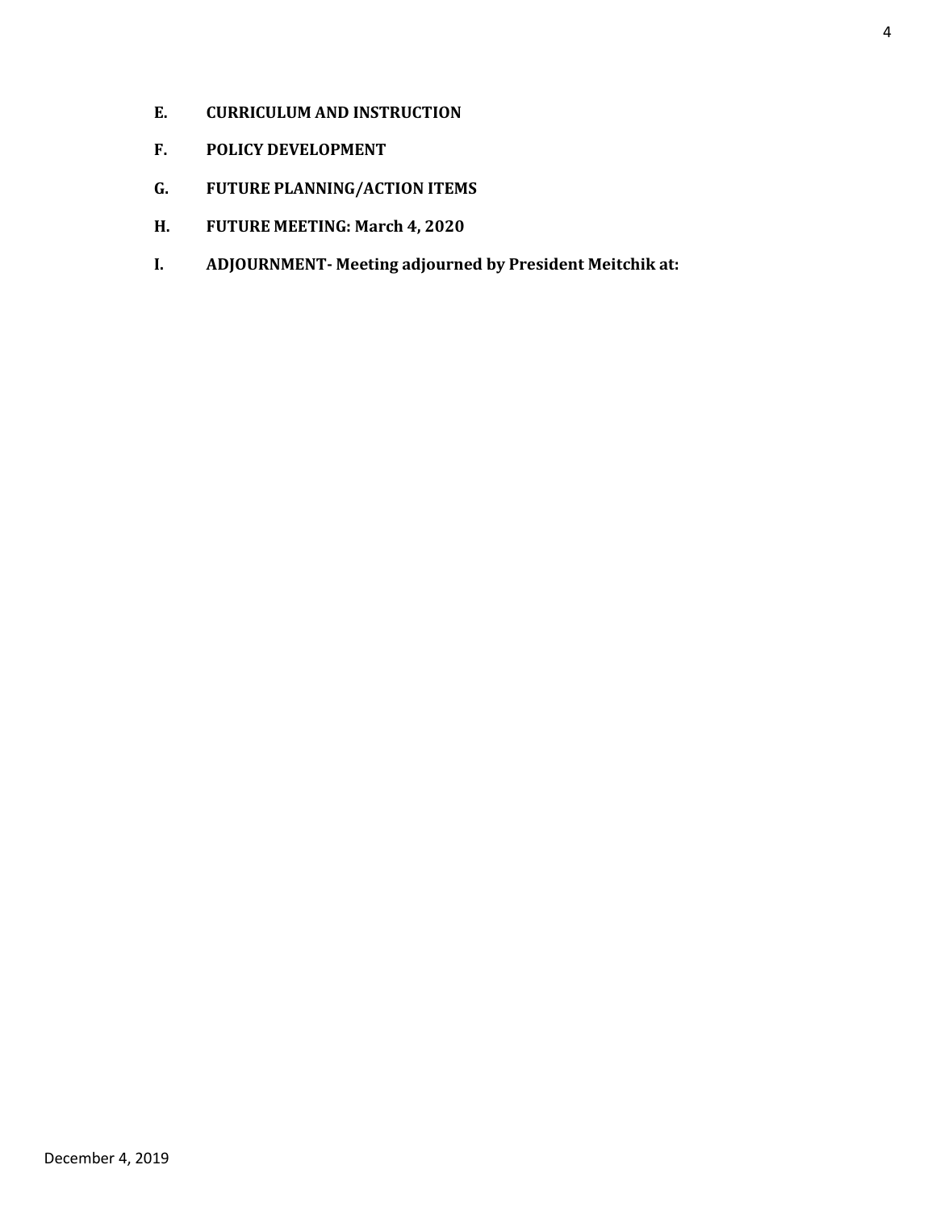**E. CURRICULUM AND INSTRUCTION**

**F. POLICY DEVELOPMENT**

**G. FUTURE PLANNING/ACTION ITEMS**

**H. FUTURE MEETING: March 4, 2020**

**I. ADJOURNMENT- Meeting adjourned by President Meitchik at:**